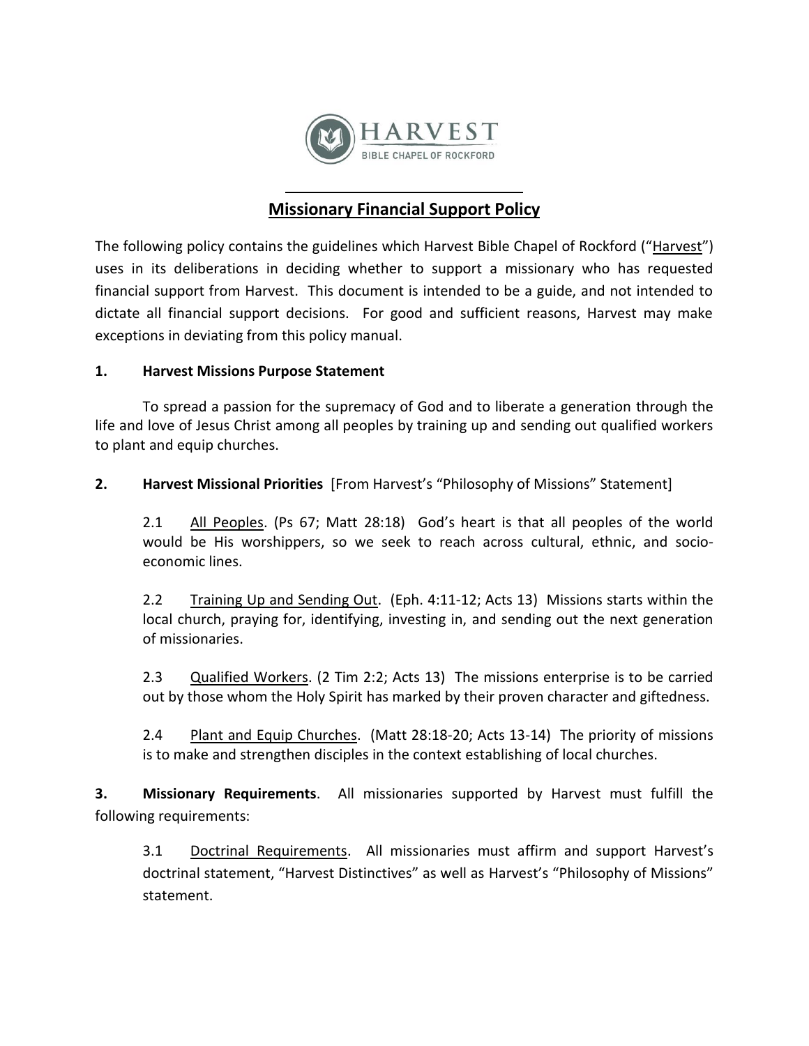HARVEST
BIBLE CHAPEL OF ROCKFORD

# Missionary Financial Support Policy

The following policy contains the guidelines which Harvest Bible Chapel of Rockford ("Harvest") uses in its deliberations in deciding whether to support a missionary who has requested financial support from Harvest. This document is intended to be a guide, and not intended to dictate all financial support decisions. For good and sufficient reasons, Harvest may make exceptions in deviating from this policy manual.

**1. Harvest Missions Purpose Statement**

To spread a passion for the supremacy of God and to liberate a generation through the life and love of Jesus Christ among all peoples by training up and sending out qualified workers to plant and equip churches.

**2. Harvest Missional Priorities** [From Harvest's "Philosophy of Missions" Statement]

2.1 All Peoples. (Ps 67; Matt 28:18) God's heart is that all peoples of the world would be His worshippers, so we seek to reach across cultural, ethnic, and socio-economic lines.

2.2 Training Up and Sending Out. (Eph. 4:11-12; Acts 13) Missions starts within the local church, praying for, identifying, investing in, and sending out the next generation of missionaries.

2.3 Qualified Workers. (2 Tim 2:2; Acts 13) The missions enterprise is to be carried out by those whom the Holy Spirit has marked by their proven character and giftedness.

2.4 Plant and Equip Churches. (Matt 28:18-20; Acts 13-14) The priority of missions is to make and strengthen disciples in the context establishing of local churches.

**3. Missionary Requirements**. All missionaries supported by Harvest must fulfill the following requirements:

3.1 Doctrinal Requirements. All missionaries must affirm and support Harvest's doctrinal statement, "Harvest Distinctives" as well as Harvest's "Philosophy of Missions" statement.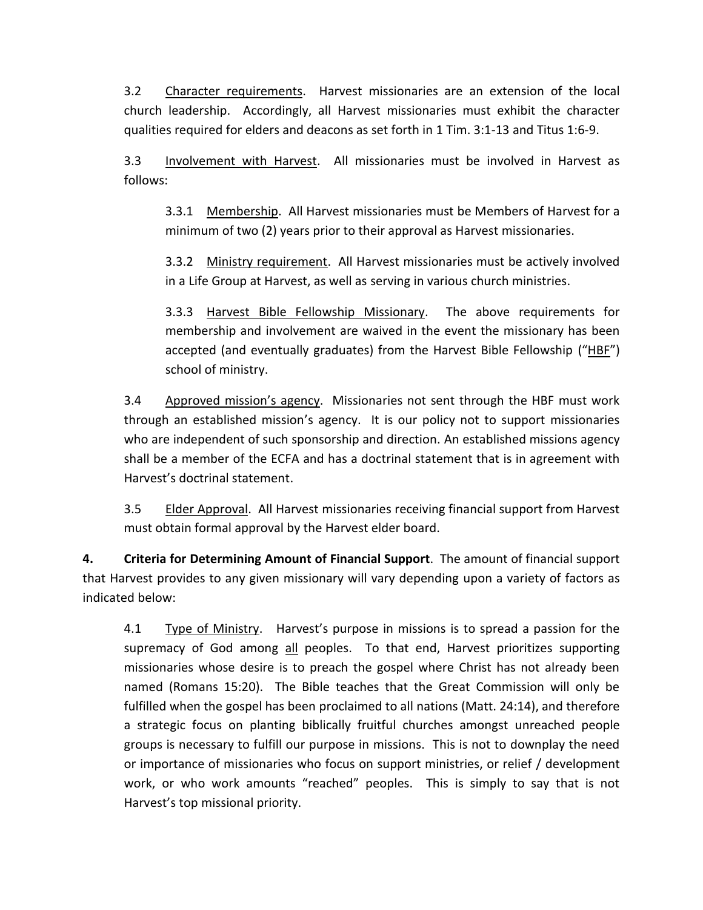3.2 Character requirements. Harvest missionaries are an extension of the local church leadership. Accordingly, all Harvest missionaries must exhibit the character qualities required for elders and deacons as set forth in 1 Tim. 3:1-13 and Titus 1:6-9.

3.3 Involvement with Harvest. All missionaries must be involved in Harvest as follows:

3.3.1 Membership. All Harvest missionaries must be Members of Harvest for a minimum of two (2) years prior to their approval as Harvest missionaries.

3.3.2 Ministry requirement. All Harvest missionaries must be actively involved in a Life Group at Harvest, as well as serving in various church ministries.

3.3.3 Harvest Bible Fellowship Missionary. The above requirements for membership and involvement are waived in the event the missionary has been accepted (and eventually graduates) from the Harvest Bible Fellowship ("HBF") school of ministry.

3.4 Approved mission's agency. Missionaries not sent through the HBF must work through an established mission's agency. It is our policy not to support missionaries who are independent of such sponsorship and direction. An established missions agency shall be a member of the ECFA and has a doctrinal statement that is in agreement with Harvest's doctrinal statement.

3.5 Elder Approval. All Harvest missionaries receiving financial support from Harvest must obtain formal approval by the Harvest elder board.

**4. Criteria for Determining Amount of Financial Support**. The amount of financial support that Harvest provides to any given missionary will vary depending upon a variety of factors as indicated below:

4.1 Type of Ministry. Harvest's purpose in missions is to spread a passion for the supremacy of God among all peoples. To that end, Harvest prioritizes supporting missionaries whose desire is to preach the gospel where Christ has not already been named (Romans 15:20). The Bible teaches that the Great Commission will only be fulfilled when the gospel has been proclaimed to all nations (Matt. 24:14), and therefore a strategic focus on planting biblically fruitful churches amongst unreached people groups is necessary to fulfill our purpose in missions. This is not to downplay the need or importance of missionaries who focus on support ministries, or relief / development work, or who work amounts "reached" peoples. This is simply to say that is not Harvest's top missional priority.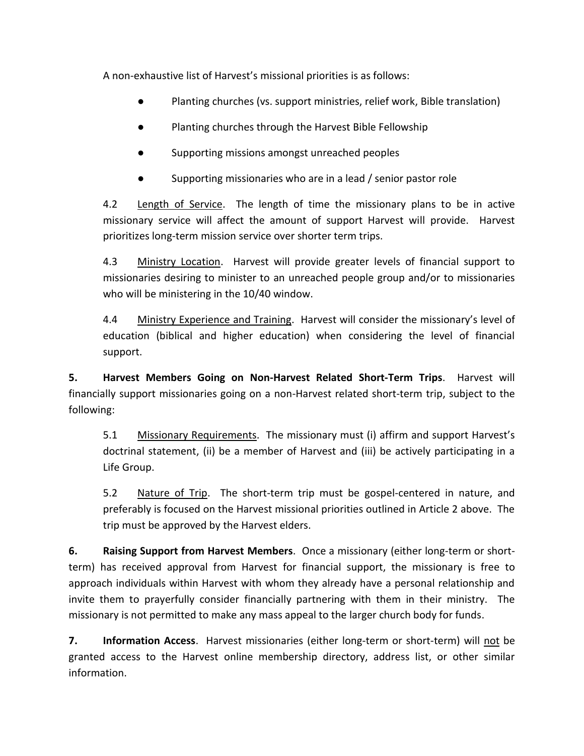A non-exhaustive list of Harvest's missional priorities is as follows:

- Planting churches (vs. support ministries, relief work, Bible translation)
- Planting churches through the Harvest Bible Fellowship
- Supporting missions amongst unreached peoples
- Supporting missionaries who are in a lead / senior pastor role

4.2 Length of Service. The length of time the missionary plans to be in active missionary service will affect the amount of support Harvest will provide. Harvest prioritizes long-term mission service over shorter term trips.

4.3 Ministry Location. Harvest will provide greater levels of financial support to missionaries desiring to minister to an unreached people group and/or to missionaries who will be ministering in the 10/40 window.

4.4 Ministry Experience and Training. Harvest will consider the missionary's level of education (biblical and higher education) when considering the level of financial support.

**5. Harvest Members Going on Non-Harvest Related Short-Term Trips**. Harvest will financially support missionaries going on a non-Harvest related short-term trip, subject to the following:

5.1 Missionary Requirements. The missionary must (i) affirm and support Harvest's doctrinal statement, (ii) be a member of Harvest and (iii) be actively participating in a Life Group.

5.2 Nature of Trip. The short-term trip must be gospel-centered in nature, and preferably is focused on the Harvest missional priorities outlined in Article 2 above. The trip must be approved by the Harvest elders.

**6. Raising Support from Harvest Members**. Once a missionary (either long-term or short-term) has received approval from Harvest for financial support, the missionary is free to approach individuals within Harvest with whom they already have a personal relationship and invite them to prayerfully consider financially partnering with them in their ministry. The missionary is not permitted to make any mass appeal to the larger church body for funds.

**7. Information Access**. Harvest missionaries (either long-term or short-term) will not be granted access to the Harvest online membership directory, address list, or other similar information.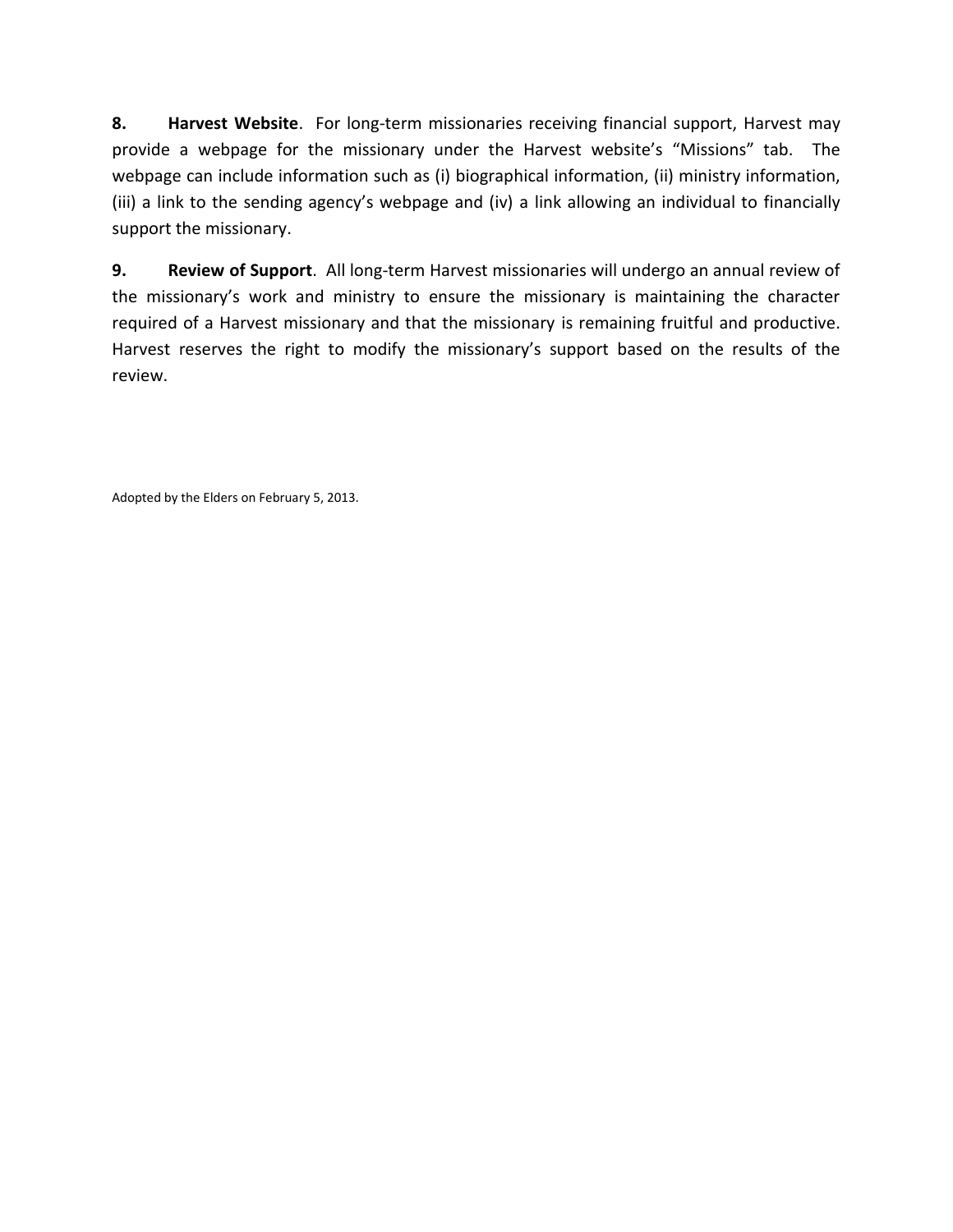**8. Harvest Website**. For long-term missionaries receiving financial support, Harvest may provide a webpage for the missionary under the Harvest website's "Missions" tab. The webpage can include information such as (i) biographical information, (ii) ministry information, (iii) a link to the sending agency's webpage and (iv) a link allowing an individual to financially support the missionary.

**9. Review of Support**. All long-term Harvest missionaries will undergo an annual review of the missionary's work and ministry to ensure the missionary is maintaining the character required of a Harvest missionary and that the missionary is remaining fruitful and productive. Harvest reserves the right to modify the missionary's support based on the results of the review.

Adopted by the Elders on February 5, 2013.